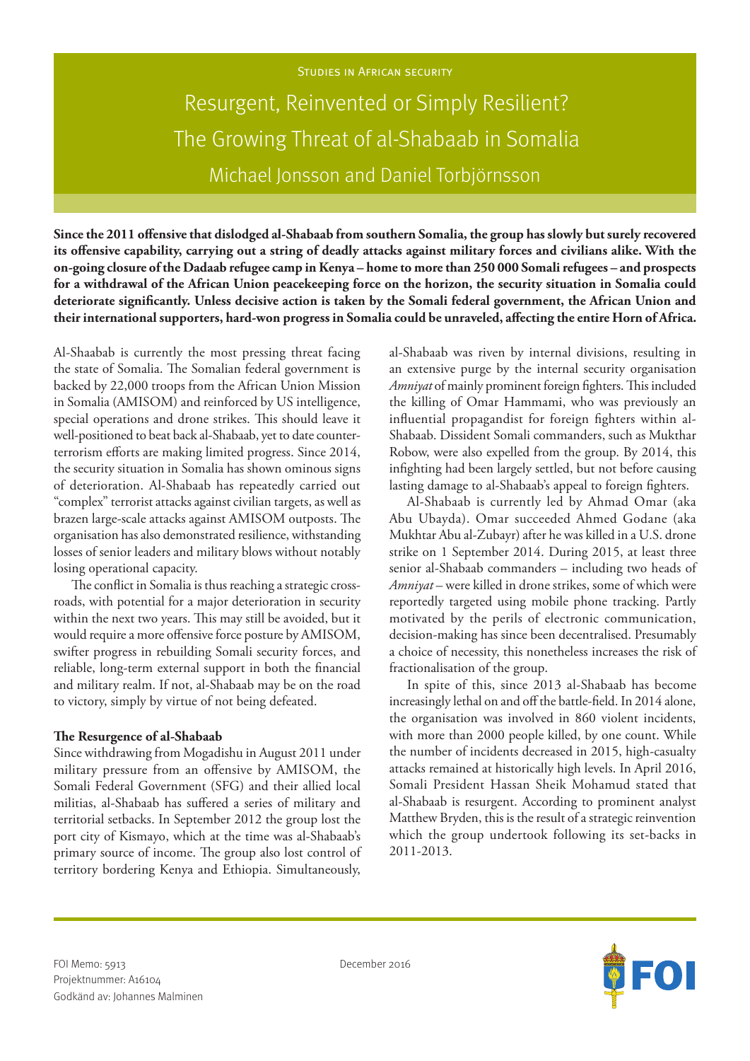Studies in African Security

# Resurgent, Reinvented or Simply Resilient? The Growing Threat of al-Shabaab in Somalia

Michael Jonsson and Daniel Torbjörnsson

**Since the 2011 offensive that dislodged al-Shabaab from southern Somalia, the group has slowly but surely recovered its offensive capability, carrying out a string of deadly attacks against military forces and civilians alike. With the on-going closure of the Dadaab refugee camp in Kenya – home to more than 250 000 Somali refugees – and prospects for a withdrawal of the African Union peacekeeping force on the horizon, the security situation in Somalia could deteriorate significantly. Unless decisive action is taken by the Somali federal government, the African Union and their international supporters, hard-won progress in Somalia could be unraveled, affecting the entire Horn of Africa.**

Al-Shaabab is currently the most pressing threat facing the state of Somalia. The Somalian federal government is backed by 22,000 troops from the African Union Mission in Somalia (AMISOM) and reinforced by US intelligence, special operations and drone strikes. This should leave it well-positioned to beat back al-Shabaab, yet to date counter-terrorism efforts are making limited progress. Since 2014, the security situation in Somalia has shown ominous signs of deterioration. Al-Shabaab has repeatedly carried out "complex" terrorist attacks against civilian targets, as well as brazen large-scale attacks against AMISOM outposts. The organisation has also demonstrated resilience, withstanding losses of senior leaders and military blows without notably losing operational capacity.

The conflict in Somalia is thus reaching a strategic cross-roads, with potential for a major deterioration in security within the next two years. This may still be avoided, but it would require a more offensive force posture by AMISOM, swifter progress in rebuilding Somali security forces, and reliable, long-term external support in both the financial and military realm. If not, al-Shabaab may be on the road to victory, simply by virtue of not being defeated.

## The Resurgence of al-Shabaab

Since withdrawing from Mogadishu in August 2011 under military pressure from an offensive by AMISOM, the Somali Federal Government (SFG) and their allied local militias, al-Shabaab has suffered a series of military and territorial setbacks. In September 2012 the group lost the port city of Kismayo, which at the time was al-Shabaab's primary source of income. The group also lost control of territory bordering Kenya and Ethiopia. Simultaneously, al-Shabaab was riven by internal divisions, resulting in an extensive purge by the internal security organisation *Amniyat* of mainly prominent foreign fighters. This included the killing of Omar Hammami, who was previously an influential propagandist for foreign fighters within al-Shabaab. Dissident Somali commanders, such as Mukthar Robow, were also expelled from the group. By 2014, this infighting had been largely settled, but not before causing lasting damage to al-Shabaab's appeal to foreign fighters.

Al-Shabaab is currently led by Ahmad Omar (aka Abu Ubayda). Omar succeeded Ahmed Godane (aka Mukhtar Abu al-Zubayr) after he was killed in a U.S. drone strike on 1 September 2014. During 2015, at least three senior al-Shabaab commanders – including two heads of *Amniyat* – were killed in drone strikes, some of which were reportedly targeted using mobile phone tracking. Partly motivated by the perils of electronic communication, decision-making has since been decentralised. Presumably a choice of necessity, this nonetheless increases the risk of fractionalisation of the group.

In spite of this, since 2013 al-Shabaab has become increasingly lethal on and off the battle-field. In 2014 alone, the organisation was involved in 860 violent incidents, with more than 2000 people killed, by one count. While the number of incidents decreased in 2015, high-casualty attacks remained at historically high levels. In April 2016, Somali President Hassan Sheik Mohamud stated that al-Shabaab is resurgent. According to prominent analyst Matthew Bryden, this is the result of a strategic reinvention which the group undertook following its set-backs in 2011-2013.

FOI Memo: 5913
Projektnummer: A16104
Godkänd av: Johannes Malminen

December 2016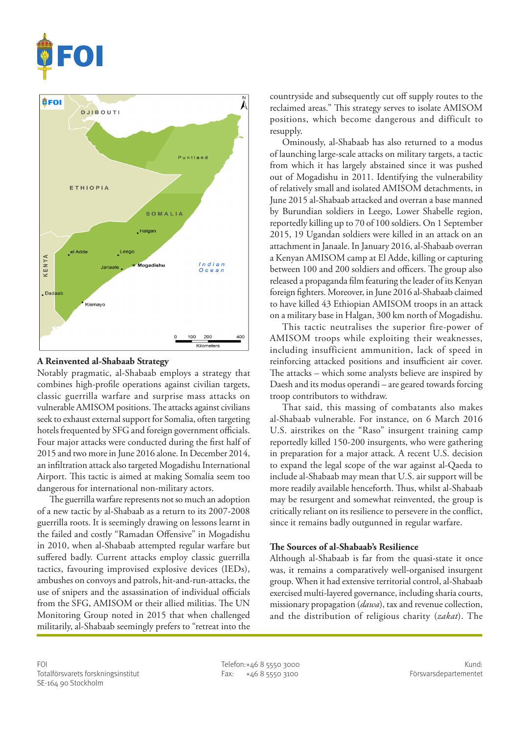## A Reinvented al-Shabaab Strategy

Notably pragmatic, al-Shabaab employs a strategy that combines high-profile operations against civilian targets, classic guerrilla warfare and surprise mass attacks on vulnerable AMISOM positions. The attacks against civilians seek to exhaust external support for Somalia, often targeting hotels frequented by SFG and foreign government officials. Four major attacks were conducted during the first half of 2015 and two more in June 2016 alone. In December 2014, an infiltration attack also targeted Mogadishu International Airport. This tactic is aimed at making Somalia seem too dangerous for international non-military actors.

The guerrilla warfare represents not so much an adoption of a new tactic by al-Shabaab as a return to its 2007-2008 guerrilla roots. It is seemingly drawing on lessons learnt in the failed and costly "Ramadan Offensive" in Mogadishu in 2010, when al-Shabaab attempted regular warfare but suffered badly. Current attacks employ classic guerrilla tactics, favouring improvised explosive devices (IEDs), ambushes on convoys and patrols, hit-and-run-attacks, the use of snipers and the assassination of individual officials from the SFG, AMISOM or their allied militias. The UN Monitoring Group noted in 2015 that when challenged militarily, al-Shabaab seemingly prefers to "retreat into the countryside and subsequently cut off supply routes to the reclaimed areas." This strategy serves to isolate AMISOM positions, which become dangerous and difficult to resupply.

Ominously, al-Shabaab has also returned to a modus of launching large-scale attacks on military targets, a tactic from which it has largely abstained since it was pushed out of Mogadishu in 2011. Identifying the vulnerability of relatively small and isolated AMISOM detachments, in June 2015 al-Shabaab attacked and overran a base manned by Burundian soldiers in Leego, Lower Shabelle region, reportedly killing up to 70 of 100 soldiers. On 1 September 2015, 19 Ugandan soldiers were killed in an attack on an attachment in Janaale. In January 2016, al-Shabaab overran a Kenyan AMISOM camp at El Adde, killing or capturing between 100 and 200 soldiers and officers. The group also released a propaganda film featuring the leader of its Kenyan foreign fighters. Moreover, in June 2016 al-Shabaab claimed to have killed 43 Ethiopian AMISOM troops in an attack on a military base in Halgan, 300 km north of Mogadishu.

This tactic neutralises the superior fire-power of AMISOM troops while exploiting their weaknesses, including insufficient ammunition, lack of speed in reinforcing attacked positions and insufficient air cover. The attacks – which some analysts believe are inspired by Daesh and its modus operandi – are geared towards forcing troop contributors to withdraw.

That said, this massing of combatants also makes al-Shabaab vulnerable. For instance, on 6 March 2016 U.S. airstrikes on the "Raso" insurgent training camp reportedly killed 150-200 insurgents, who were gathering in preparation for a major attack. A recent U.S. decision to expand the legal scope of the war against al-Qaeda to include al-Shabaab may mean that U.S. air support will be more readily available henceforth. Thus, whilst al-Shabaab may be resurgent and somewhat reinvented, the group is critically reliant on its resilience to persevere in the conflict, since it remains badly outgunned in regular warfare.

## The Sources of al-Shabaab's Resilience

Although al-Shabaab is far from the quasi-state it once was, it remains a comparatively well-organised insurgent group. When it had extensive territorial control, al-Shabaab exercised multi-layered governance, including sharia courts, missionary propagation (*dawa*), tax and revenue collection, and the distribution of religious charity (*zakat*). The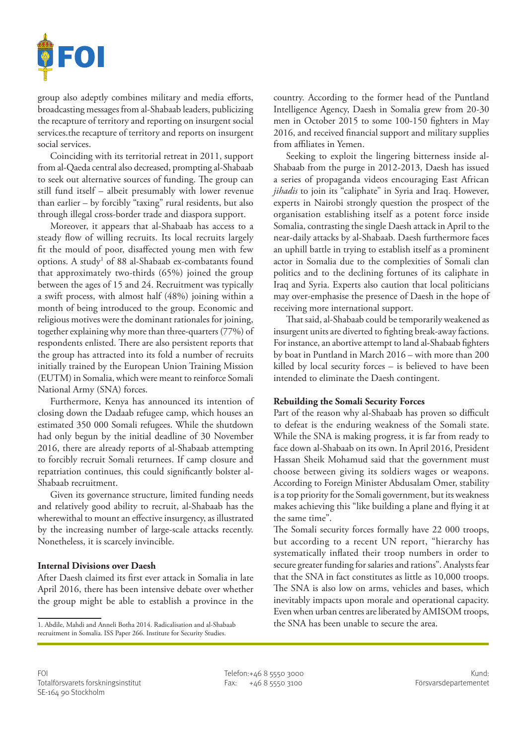group also adeptly combines military and media efforts, broadcasting messages from al-Shabaab leaders, publicizing the recapture of territory and reporting on insurgent social services.the recapture of territory and reports on insurgent social services.

Coinciding with its territorial retreat in 2011, support from al-Qaeda central also decreased, prompting al-Shabaab to seek out alternative sources of funding. The group can still fund itself – albeit presumably with lower revenue than earlier – by forcibly "taxing" rural residents, but also through illegal cross-border trade and diaspora support.

Moreover, it appears that al-Shabaab has access to a steady flow of willing recruits. Its local recruits largely fit the mould of poor, disaffected young men with few options. A study[1] of 88 al-Shabaab ex-combatants found that approximately two-thirds (65%) joined the group between the ages of 15 and 24. Recruitment was typically a swift process, with almost half (48%) joining within a month of being introduced to the group. Economic and religious motives were the dominant rationales for joining, together explaining why more than three-quarters (77%) of respondents enlisted. There are also persistent reports that the group has attracted into its fold a number of recruits initially trained by the European Union Training Mission (EUTM) in Somalia, which were meant to reinforce Somali National Army (SNA) forces.

Furthermore, Kenya has announced its intention of closing down the Dadaab refugee camp, which houses an estimated 350 000 Somali refugees. While the shutdown had only begun by the initial deadline of 30 November 2016, there are already reports of al-Shabaab attempting to forcibly recruit Somali returnees. If camp closure and repatriation continues, this could significantly bolster al-Shabaab recruitment.

Given its governance structure, limited funding needs and relatively good ability to recruit, al-Shabaab has the wherewithal to mount an effective insurgency, as illustrated by the increasing number of large-scale attacks recently. Nonetheless, it is scarcely invincible.

**Internal Divisions over Daesh**

After Daesh claimed its first ever attack in Somalia in late April 2016, there has been intensive debate over whether the group might be able to establish a province in the country. According to the former head of the Puntland Intelligence Agency, Daesh in Somalia grew from 20-30 men in October 2015 to some 100-150 fighters in May 2016, and received financial support and military supplies from affiliates in Yemen.

Seeking to exploit the lingering bitterness inside al-Shabaab from the purge in 2012-2013, Daesh has issued a series of propaganda videos encouraging East African *jihadis* to join its "caliphate" in Syria and Iraq. However, experts in Nairobi strongly question the prospect of the organisation establishing itself as a potent force inside Somalia, contrasting the single Daesh attack in April to the near-daily attacks by al-Shabaab. Daesh furthermore faces an uphill battle in trying to establish itself as a prominent actor in Somalia due to the complexities of Somali clan politics and to the declining fortunes of its caliphate in Iraq and Syria. Experts also caution that local politicians may over-emphasise the presence of Daesh in the hope of receiving more international support.

That said, al-Shabaab could be temporarily weakened as insurgent units are diverted to fighting break-away factions. For instance, an abortive attempt to land al-Shabaab fighters by boat in Puntland in March 2016 – with more than 200 killed by local security forces – is believed to have been intended to eliminate the Daesh contingent.

**Rebuilding the Somali Security Forces**

Part of the reason why al-Shabaab has proven so difficult to defeat is the enduring weakness of the Somali state. While the SNA is making progress, it is far from ready to face down al-Shabaab on its own. In April 2016, President Hassan Sheik Mohamud said that the government must choose between giving its soldiers wages or weapons. According to Foreign Minister Abdusalam Omer, stability is a top priority for the Somali government, but its weakness makes achieving this "like building a plane and flying it at the same time".

The Somali security forces formally have 22 000 troops, but according to a recent UN report, "hierarchy has systematically inflated their troop numbers in order to secure greater funding for salaries and rations". Analysts fear that the SNA in fact constitutes as little as 10,000 troops. The SNA is also low on arms, vehicles and bases, which inevitably impacts upon morale and operational capacity. Even when urban centres are liberated by AMISOM troops, the SNA has been unable to secure the area.

1. Abdile, Mahdi and Anneli Botha 2014. Radicalisation and al-Shabaab recruitment in Somalia. ISS Paper 266. Institute for Security Studies.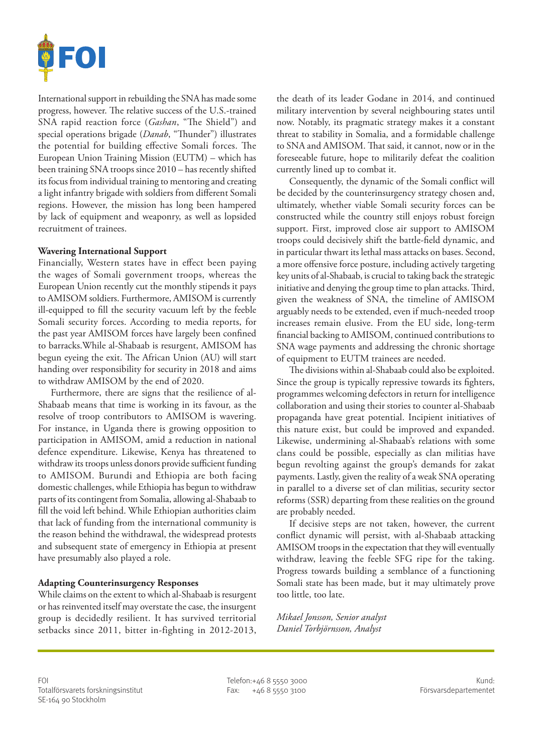International support in rebuilding the SNA has made some progress, however. The relative success of the U.S.-trained SNA rapid reaction force (*Gashan*, "The Shield") and special operations brigade (*Danab*, "Thunder") illustrates the potential for building effective Somali forces. The European Union Training Mission (EUTM) – which has been training SNA troops since 2010 – has recently shifted its focus from individual training to mentoring and creating a light infantry brigade with soldiers from different Somali regions. However, the mission has long been hampered by lack of equipment and weaponry, as well as lopsided recruitment of trainees.

**Wavering International Support**

Financially, Western states have in effect been paying the wages of Somali government troops, whereas the European Union recently cut the monthly stipends it pays to AMISOM soldiers. Furthermore, AMISOM is currently ill-equipped to fill the security vacuum left by the feeble Somali security forces. According to media reports, for the past year AMISOM forces have largely been confined to barracks.While al-Shabaab is resurgent, AMISOM has begun eyeing the exit. The African Union (AU) will start handing over responsibility for security in 2018 and aims to withdraw AMISOM by the end of 2020.

Furthermore, there are signs that the resilience of al-Shabaab means that time is working in its favour, as the resolve of troop contributors to AMISOM is wavering. For instance, in Uganda there is growing opposition to participation in AMISOM, amid a reduction in national defence expenditure. Likewise, Kenya has threatened to withdraw its troops unless donors provide sufficient funding to AMISOM. Burundi and Ethiopia are both facing domestic challenges, while Ethiopia has begun to withdraw parts of its contingent from Somalia, allowing al-Shabaab to fill the void left behind. While Ethiopian authorities claim that lack of funding from the international community is the reason behind the withdrawal, the widespread protests and subsequent state of emergency in Ethiopia at present have presumably also played a role.

**Adapting Counterinsurgency Responses**

While claims on the extent to which al-Shabaab is resurgent or has reinvented itself may overstate the case, the insurgent group is decidedly resilient. It has survived territorial setbacks since 2011, bitter in-fighting in 2012-2013, the death of its leader Godane in 2014, and continued military intervention by several neighbouring states until now. Notably, its pragmatic strategy makes it a constant threat to stability in Somalia, and a formidable challenge to SNA and AMISOM. That said, it cannot, now or in the foreseeable future, hope to militarily defeat the coalition currently lined up to combat it.

Consequently, the dynamic of the Somali conflict will be decided by the counterinsurgency strategy chosen and, ultimately, whether viable Somali security forces can be constructed while the country still enjoys robust foreign support. First, improved close air support to AMISOM troops could decisively shift the battle-field dynamic, and in particular thwart its lethal mass attacks on bases. Second, a more offensive force posture, including actively targeting key units of al-Shabaab, is crucial to taking back the strategic initiative and denying the group time to plan attacks. Third, given the weakness of SNA, the timeline of AMISOM arguably needs to be extended, even if much-needed troop increases remain elusive. From the EU side, long-term financial backing to AMISOM, continued contributions to SNA wage payments and addressing the chronic shortage of equipment to EUTM trainees are needed.

The divisions within al-Shabaab could also be exploited. Since the group is typically repressive towards its fighters, programmes welcoming defectors in return for intelligence collaboration and using their stories to counter al-Shabaab propaganda have great potential. Incipient initiatives of this nature exist, but could be improved and expanded. Likewise, undermining al-Shabaab's relations with some clans could be possible, especially as clan militias have begun revolting against the group's demands for zakat payments. Lastly, given the reality of a weak SNA operating in parallel to a diverse set of clan militias, security sector reforms (SSR) departing from these realities on the ground are probably needed.

If decisive steps are not taken, however, the current conflict dynamic will persist, with al-Shabaab attacking AMISOM troops in the expectation that they will eventually withdraw, leaving the feeble SFG ripe for the taking. Progress towards building a semblance of a functioning Somali state has been made, but it may ultimately prove too little, too late.

*Mikael Jonsson, Senior analyst*
*Daniel Torbjörnsson, Analyst*

FOI
Totalförsvarets forskningsinstitut
SE-164 90 Stockholm

Telefon: +46 8 5550 3000
Fax: +46 8 5550 3100

Kund:
Försvarsdepartementet